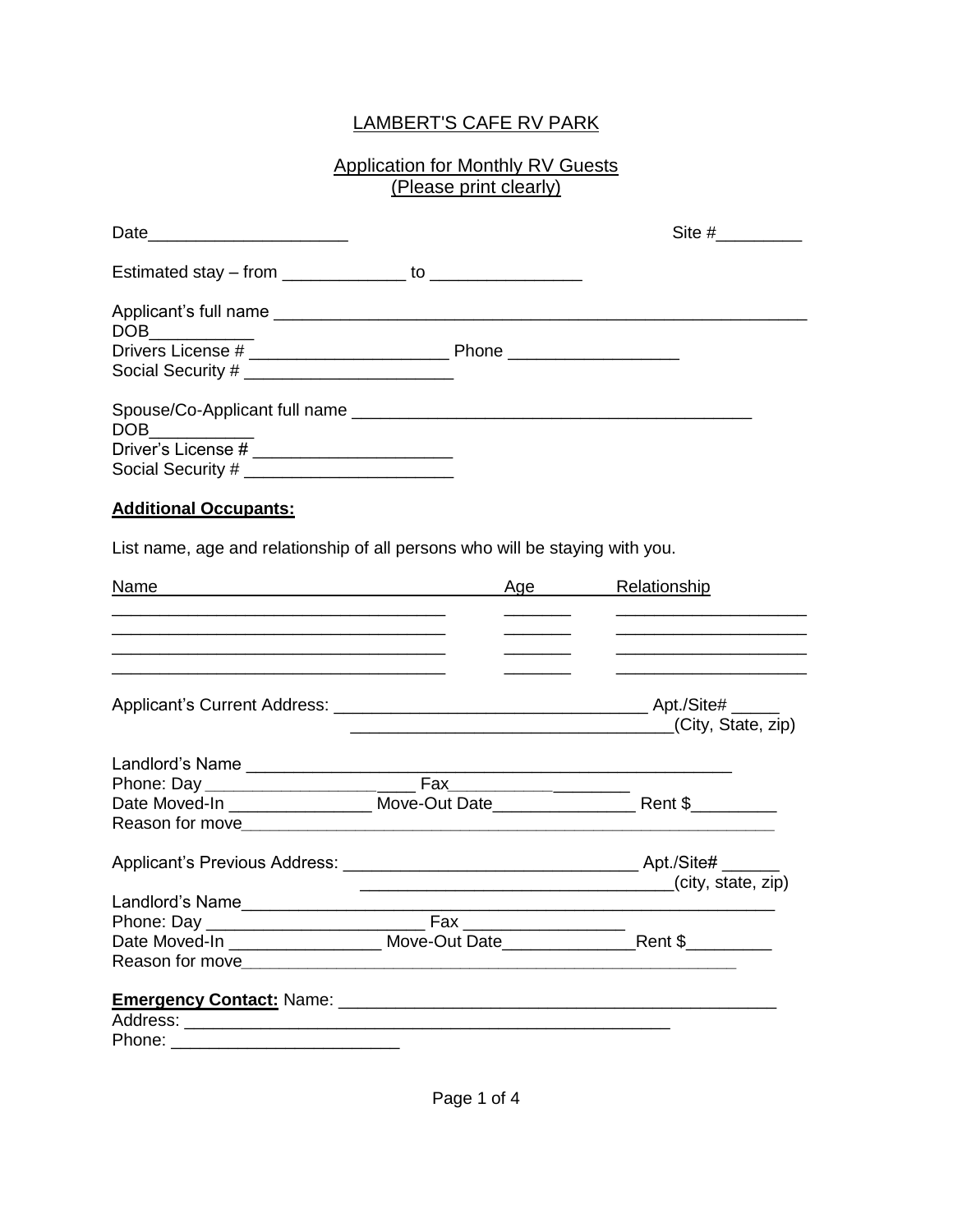LAMBERT'S CAFE RV PARK

Application for Monthly RV Guests
(Please print clearly)

Date____________________ Site #_________

Estimated stay – from _____________ to _______________

Applicant's full name _______________________________________________________
DOB___________
Drivers License # ____________________ Phone _________________
Social Security # _____________________

Spouse/Co-Applicant full name ________________________________________
DOB___________
Driver's License # ____________________
Social Security # _____________________

**Additional Occupants:**

List name, age and relationship of all persons who will be staying with you.

| Name | Age | Relationship |
|---|---|---|
| | | |
| | | |
| | | |
| | | |

Applicant's Current Address: ________________________________ Apt./Site# _____
________________________________(City, State, zip)

Landlord's Name _____________________________________________________
Phone: Day _____________________ Fax____________________
Date Moved-In _______________ Move-Out Date_______________ Rent $_________
Reason for move_______________________________________________________

Applicant's Previous Address: ______________________________ Apt./Site# ______
________________________________(city, state, zip)
Landlord's Name_______________________________________________________
Phone: Day ______________________ Fax _________________
Date Moved-In ________________ Move-Out Date______________Rent $_________
Reason for move_______________________________________________________

**Emergency Contact:** Name: _____________________________________________
Address: _____________________________________________________
Phone: _______________________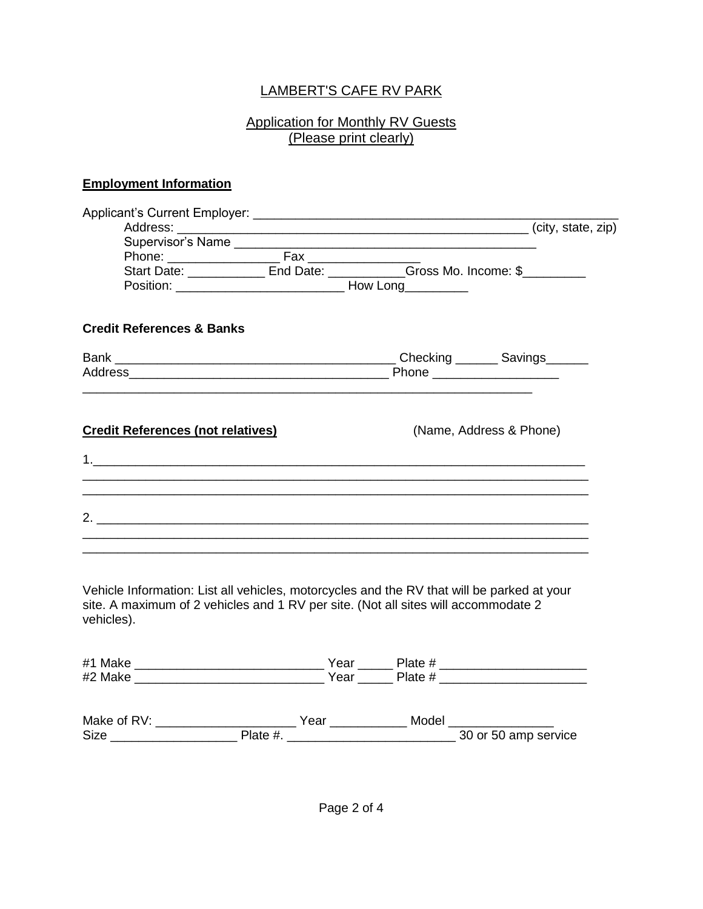LAMBERT'S CAFE RV PARK

Application for Monthly RV Guests
(Please print clearly)

**Employment Information**

Applicant's Current Employer: ______________________________________________________

Address: __________________________________________________ (city, state, zip)

Supervisor's Name ____________________________________________

Phone: ________________ Fax ________________

Start Date: ___________ End Date: ___________Gross Mo. Income: $_________

Position: ________________________ How Long_________

**Credit References & Banks**

Bank ________________________________________ Checking ______ Savings______

Address_____________________________________ Phone __________________

_________________________________________________________________

**Credit References (not relatives)** (Name, Address & Phone)

1.______________________________________________________________________

________________________________________________________________________

________________________________________________________________________

2. ______________________________________________________________________

________________________________________________________________________

________________________________________________________________________

Vehicle Information: List all vehicles, motorcycles and the RV that will be parked at your site. A maximum of 2 vehicles and 1 RV per site. (Not all sites will accommodate 2 vehicles).

#1 Make ___________________________ Year _____ Plate # _____________________

#2 Make ___________________________ Year _____ Plate # _____________________

Make of RV: ____________________ Year ___________ Model _______________

Size __________________ Plate #. ________________________ 30 or 50 amp service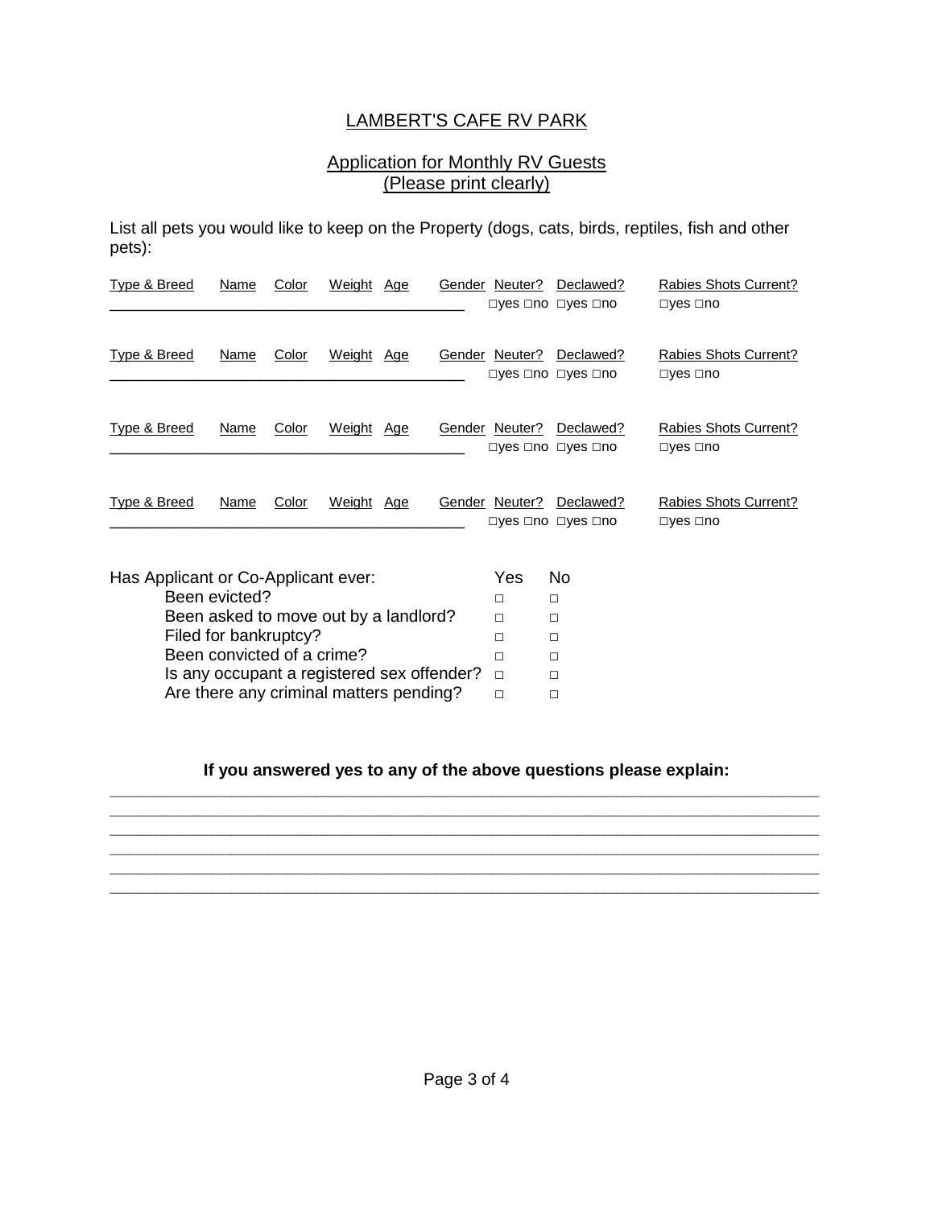LAMBERT'S CAFE RV PARK

Application for Monthly RV Guests
(Please print clearly)

List all pets you would like to keep on the Property (dogs, cats, birds, reptiles, fish and other pets):

Type & Breed Name Color Weight Age Gender Neuter? Declawed? Rabies Shots Current?
\_\_\_\_\_\_\_\_\_\_\_\_\_\_\_\_\_\_\_\_\_\_\_\_\_\_\_\_\_\_\_\_\_\_\_\_\_\_\_\_\_\_\_\_ □yes □no □yes □no □yes □no

Type & Breed Name Color Weight Age Gender Neuter? Declawed? Rabies Shots Current?
\_\_\_\_\_\_\_\_\_\_\_\_\_\_\_\_\_\_\_\_\_\_\_\_\_\_\_\_\_\_\_\_\_\_\_\_\_\_\_\_\_\_\_\_ □yes □no □yes □no □yes □no

Type & Breed Name Color Weight Age Gender Neuter? Declawed? Rabies Shots Current?
\_\_\_\_\_\_\_\_\_\_\_\_\_\_\_\_\_\_\_\_\_\_\_\_\_\_\_\_\_\_\_\_\_\_\_\_\_\_\_\_\_\_\_\_ □yes □no □yes □no □yes □no

Type & Breed Name Color Weight Age Gender Neuter? Declawed? Rabies Shots Current?
\_\_\_\_\_\_\_\_\_\_\_\_\_\_\_\_\_\_\_\_\_\_\_\_\_\_\_\_\_\_\_\_\_\_\_\_\_\_\_\_\_\_\_\_ □yes □no □yes □no □yes □no

| Has Applicant or Co-Applicant ever: | Yes | No |
|---|---|---|
| Been evicted? | □ | □ |
| Been asked to move out by a landlord? | □ | □ |
| Filed for bankruptcy? | □ | □ |
| Been convicted of a crime? | □ | □ |
| Is any occupant a registered sex offender? | □ | □ |
| Are there any criminal matters pending? | □ | □ |

**If you answered yes to any of the above questions please explain:**

\_\_\_\_\_\_\_\_\_\_\_\_\_\_\_\_\_\_\_\_\_\_\_\_\_\_\_\_\_\_\_\_\_\_\_\_\_\_\_\_\_\_\_\_\_\_\_\_\_\_\_\_\_\_\_\_\_\_\_\_\_\_\_\_\_\_\_\_\_\_\_\_\_\_\_\_
\_\_\_\_\_\_\_\_\_\_\_\_\_\_\_\_\_\_\_\_\_\_\_\_\_\_\_\_\_\_\_\_\_\_\_\_\_\_\_\_\_\_\_\_\_\_\_\_\_\_\_\_\_\_\_\_\_\_\_\_\_\_\_\_\_\_\_\_\_\_\_\_\_\_\_\_
\_\_\_\_\_\_\_\_\_\_\_\_\_\_\_\_\_\_\_\_\_\_\_\_\_\_\_\_\_\_\_\_\_\_\_\_\_\_\_\_\_\_\_\_\_\_\_\_\_\_\_\_\_\_\_\_\_\_\_\_\_\_\_\_\_\_\_\_\_\_\_\_\_\_\_\_
\_\_\_\_\_\_\_\_\_\_\_\_\_\_\_\_\_\_\_\_\_\_\_\_\_\_\_\_\_\_\_\_\_\_\_\_\_\_\_\_\_\_\_\_\_\_\_\_\_\_\_\_\_\_\_\_\_\_\_\_\_\_\_\_\_\_\_\_\_\_\_\_\_\_\_\_
\_\_\_\_\_\_\_\_\_\_\_\_\_\_\_\_\_\_\_\_\_\_\_\_\_\_\_\_\_\_\_\_\_\_\_\_\_\_\_\_\_\_\_\_\_\_\_\_\_\_\_\_\_\_\_\_\_\_\_\_\_\_\_\_\_\_\_\_\_\_\_\_\_\_\_\_
\_\_\_\_\_\_\_\_\_\_\_\_\_\_\_\_\_\_\_\_\_\_\_\_\_\_\_\_\_\_\_\_\_\_\_\_\_\_\_\_\_\_\_\_\_\_\_\_\_\_\_\_\_\_\_\_\_\_\_\_\_\_\_\_\_\_\_\_\_\_\_\_\_\_\_\_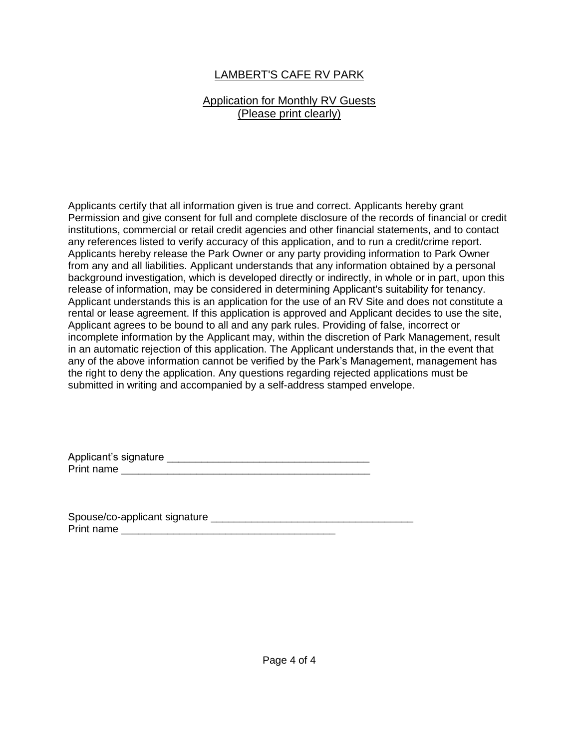# LAMBERT'S CAFE RV PARK

## Application for Monthly RV Guests
(Please print clearly)

Applicants certify that all information given is true and correct. Applicants hereby grant Permission and give consent for full and complete disclosure of the records of financial or credit institutions, commercial or retail credit agencies and other financial statements, and to contact any references listed to verify accuracy of this application, and to run a credit/crime report. Applicants hereby release the Park Owner or any party providing information to Park Owner from any and all liabilities. Applicant understands that any information obtained by a personal background investigation, which is developed directly or indirectly, in whole or in part, upon this release of information, may be considered in determining Applicant's suitability for tenancy. Applicant understands this is an application for the use of an RV Site and does not constitute a rental or lease agreement. If this application is approved and Applicant decides to use the site, Applicant agrees to be bound to all and any park rules. Providing of false, incorrect or incomplete information by the Applicant may, within the discretion of Park Management, result in an automatic rejection of this application. The Applicant understands that, in the event that any of the above information cannot be verified by the Park's Management, management has the right to deny the application. Any questions regarding rejected applications must be submitted in writing and accompanied by a self-address stamped envelope.

Applicant's signature ___________________________________
Print name ___________________________________________

Spouse/co-applicant signature ___________________________________
Print name _____________________________________